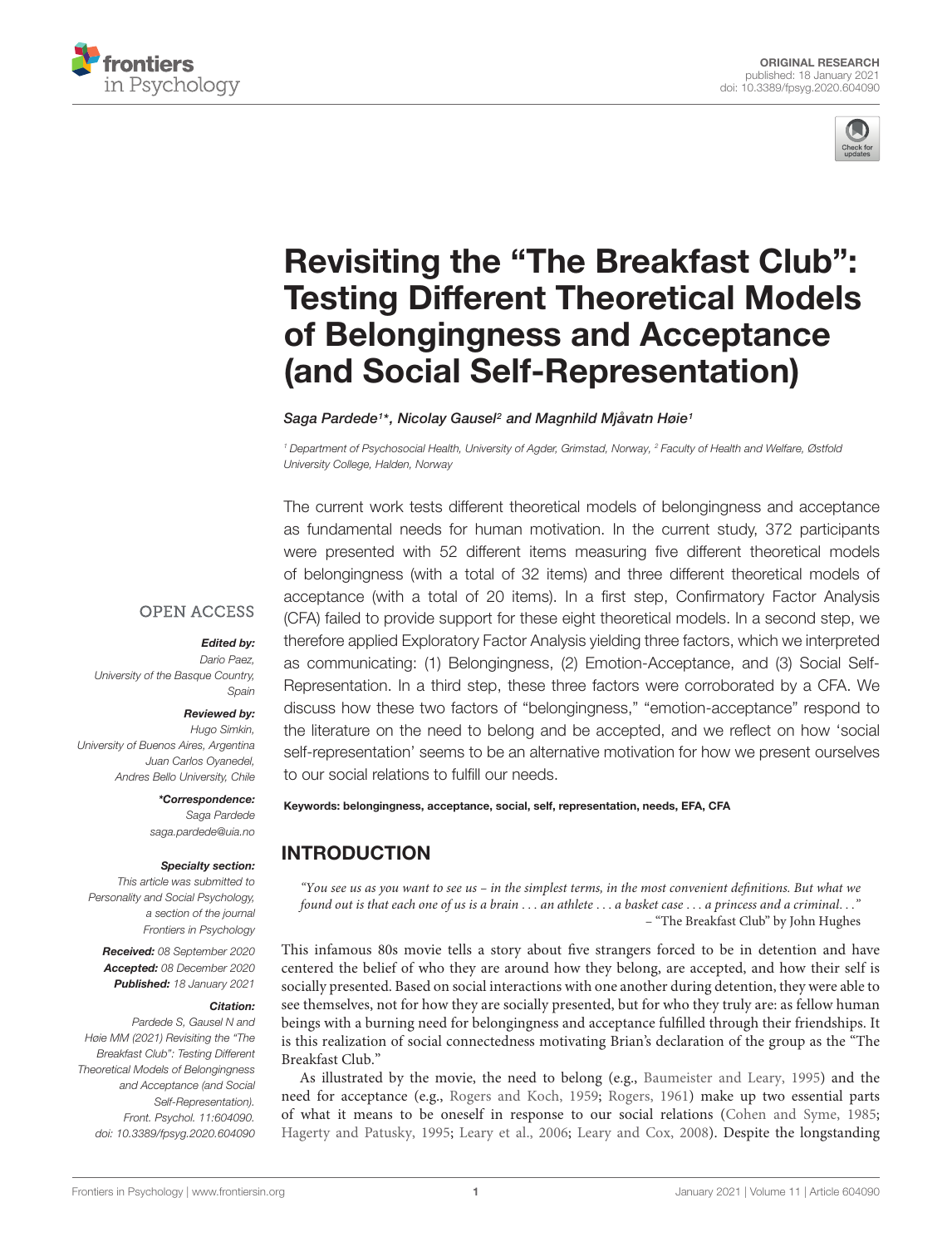ORIGINAL RESEARCH
published: 18 January 2021
doi: 10.3389/fpsyg.2020.604090

# Revisiting the "The Breakfast Club": Testing Different Theoretical Models of Belongingness and Acceptance (and Social Self-Representation)

*Saga Pardede[1]\*, Nicolay Gausel[2] and Magnhild Mjåvatn Høie[1]*

[1] Department of Psychosocial Health, University of Agder, Grimstad, Norway, [2] Faculty of Health and Welfare, Østfold University College, Halden, Norway

The current work tests different theoretical models of belongingness and acceptance as fundamental needs for human motivation. In the current study, 372 participants were presented with 52 different items measuring five different theoretical models of belongingness (with a total of 32 items) and three different theoretical models of acceptance (with a total of 20 items). In a first step, Confirmatory Factor Analysis (CFA) failed to provide support for these eight theoretical models. In a second step, we therefore applied Exploratory Factor Analysis yielding three factors, which we interpreted as communicating: (1) Belongingness, (2) Emotion-Acceptance, and (3) Social Self-Representation. In a third step, these three factors were corroborated by a CFA. We discuss how these two factors of "belongingness," "emotion-acceptance" respond to the literature on the need to belong and be accepted, and we reflect on how 'social self-representation' seems to be an alternative motivation for how we present ourselves to our social relations to fulfill our needs.

**Keywords: belongingness, acceptance, social, self, representation, needs, EFA, CFA**

OPEN ACCESS

***Edited by:***
*Dario Paez, University of the Basque Country, Spain*

***Reviewed by:***
*Hugo Simkin, University of Buenos Aires, Argentina*
*Juan Carlos Oyanedel, Andres Bello University, Chile*

***\*Correspondence:***
*Saga Pardede*
*saga.pardede@uia.no*

***Specialty section:***
*This article was submitted to Personality and Social Psychology, a section of the journal Frontiers in Psychology*

***Received:*** *08 September 2020*
***Accepted:*** *08 December 2020*
***Published:*** *18 January 2021*

***Citation:***
*Pardede S, Gausel N and Høie MM (2021) Revisiting the "The Breakfast Club": Testing Different Theoretical Models of Belongingness and Acceptance (and Social Self-Representation). Front. Psychol. 11:604090. doi: 10.3389/fpsyg.2020.604090*

## INTRODUCTION

> *"You see us as you want to see us – in the simplest terms, in the most convenient definitions. But what we found out is that each one of us is a brain . . . an athlete . . . a basket case . . . a princess and a criminal. . ."*
> – "The Breakfast Club" by John Hughes

This infamous 80s movie tells a story about five strangers forced to be in detention and have centered the belief of who they are around how they belong, are accepted, and how their self is socially presented. Based on social interactions with one another during detention, they were able to see themselves, not for how they are socially presented, but for who they truly are: as fellow human beings with a burning need for belongingness and acceptance fulfilled through their friendships. It is this realization of social connectedness motivating Brian's declaration of the group as the "The Breakfast Club."

As illustrated by the movie, the need to belong (e.g., Baumeister and Leary, 1995) and the need for acceptance (e.g., Rogers and Koch, 1959; Rogers, 1961) make up two essential parts of what it means to be oneself in response to our social relations (Cohen and Syme, 1985; Hagerty and Patusky, 1995; Leary et al., 2006; Leary and Cox, 2008). Despite the longstanding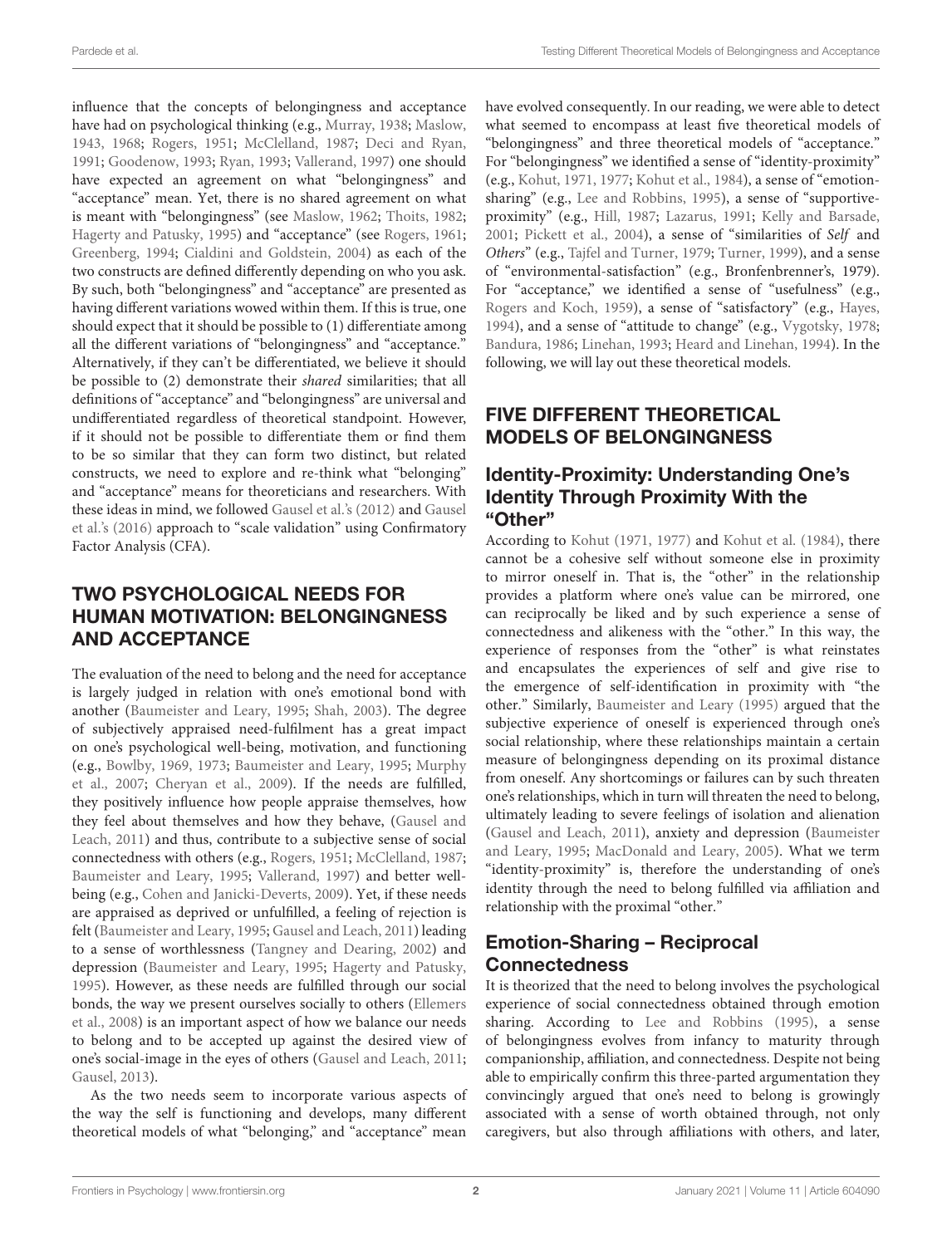influence that the concepts of belongingness and acceptance have had on psychological thinking (e.g., Murray, 1938; Maslow, 1943, 1968; Rogers, 1951; McClelland, 1987; Deci and Ryan, 1991; Goodenow, 1993; Ryan, 1993; Vallerand, 1997) one should have expected an agreement on what "belongingness" and "acceptance" mean. Yet, there is no shared agreement on what is meant with "belongingness" (see Maslow, 1962; Thoits, 1982; Hagerty and Patusky, 1995) and "acceptance" (see Rogers, 1961; Greenberg, 1994; Cialdini and Goldstein, 2004) as each of the two constructs are defined differently depending on who you ask. By such, both "belongingness" and "acceptance" are presented as having different variations wowed within them. If this is true, one should expect that it should be possible to (1) differentiate among all the different variations of "belongingness" and "acceptance." Alternatively, if they can't be differentiated, we believe it should be possible to (2) demonstrate their *shared* similarities; that all definitions of "acceptance" and "belongingness" are universal and undifferentiated regardless of theoretical standpoint. However, if it should not be possible to differentiate them or find them to be so similar that they can form two distinct, but related constructs, we need to explore and re-think what "belonging" and "acceptance" means for theoreticians and researchers. With these ideas in mind, we followed Gausel et al.'s (2012) and Gausel et al.'s (2016) approach to "scale validation" using Confirmatory Factor Analysis (CFA).

## TWO PSYCHOLOGICAL NEEDS FOR HUMAN MOTIVATION: BELONGINGNESS AND ACCEPTANCE

The evaluation of the need to belong and the need for acceptance is largely judged in relation with one's emotional bond with another (Baumeister and Leary, 1995; Shah, 2003). The degree of subjectively appraised need-fulfilment has a great impact on one's psychological well-being, motivation, and functioning (e.g., Bowlby, 1969, 1973; Baumeister and Leary, 1995; Murphy et al., 2007; Cheryan et al., 2009). If the needs are fulfilled, they positively influence how people appraise themselves, how they feel about themselves and how they behave, (Gausel and Leach, 2011) and thus, contribute to a subjective sense of social connectedness with others (e.g., Rogers, 1951; McClelland, 1987; Baumeister and Leary, 1995; Vallerand, 1997) and better well-being (e.g., Cohen and Janicki-Deverts, 2009). Yet, if these needs are appraised as deprived or unfulfilled, a feeling of rejection is felt (Baumeister and Leary, 1995; Gausel and Leach, 2011) leading to a sense of worthlessness (Tangney and Dearing, 2002) and depression (Baumeister and Leary, 1995; Hagerty and Patusky, 1995). However, as these needs are fulfilled through our social bonds, the way we present ourselves socially to others (Ellemers et al., 2008) is an important aspect of how we balance our needs to belong and to be accepted up against the desired view of one's social-image in the eyes of others (Gausel and Leach, 2011; Gausel, 2013).

As the two needs seem to incorporate various aspects of the way the self is functioning and develops, many different theoretical models of what "belonging," and "acceptance" mean have evolved consequently. In our reading, we were able to detect what seemed to encompass at least five theoretical models of "belongingness" and three theoretical models of "acceptance." For "belongingness" we identified a sense of "identity-proximity" (e.g., Kohut, 1971, 1977; Kohut et al., 1984), a sense of "emotion-sharing" (e.g., Lee and Robbins, 1995), a sense of "supportive-proximity" (e.g., Hill, 1987; Lazarus, 1991; Kelly and Barsade, 2001; Pickett et al., 2004), a sense of "similarities of *Self* and *Others*" (e.g., Tajfel and Turner, 1979; Turner, 1999), and a sense of "environmental-satisfaction" (e.g., Bronfenbrenner's, 1979). For "acceptance," we identified a sense of "usefulness" (e.g., Rogers and Koch, 1959), a sense of "satisfactory" (e.g., Hayes, 1994), and a sense of "attitude to change" (e.g., Vygotsky, 1978; Bandura, 1986; Linehan, 1993; Heard and Linehan, 1994). In the following, we will lay out these theoretical models.

## FIVE DIFFERENT THEORETICAL MODELS OF BELONGINGNESS

### Identity-Proximity: Understanding One's Identity Through Proximity With the "Other"

According to Kohut (1971, 1977) and Kohut et al. (1984), there cannot be a cohesive self without someone else in proximity to mirror oneself in. That is, the "other" in the relationship provides a platform where one's value can be mirrored, one can reciprocally be liked and by such experience a sense of connectedness and alikeness with the "other." In this way, the experience of responses from the "other" is what reinstates and encapsulates the experiences of self and give rise to the emergence of self-identification in proximity with "the other." Similarly, Baumeister and Leary (1995) argued that the subjective experience of oneself is experienced through one's social relationship, where these relationships maintain a certain measure of belongingness depending on its proximal distance from oneself. Any shortcomings or failures can by such threaten one's relationships, which in turn will threaten the need to belong, ultimately leading to severe feelings of isolation and alienation (Gausel and Leach, 2011), anxiety and depression (Baumeister and Leary, 1995; MacDonald and Leary, 2005). What we term "identity-proximity" is, therefore the understanding of one's identity through the need to belong fulfilled via affiliation and relationship with the proximal "other."

### Emotion-Sharing – Reciprocal Connectedness

It is theorized that the need to belong involves the psychological experience of social connectedness obtained through emotion sharing. According to Lee and Robbins (1995), a sense of belongingness evolves from infancy to maturity through companionship, affiliation, and connectedness. Despite not being able to empirically confirm this three-parted argumentation they convincingly argued that one's need to belong is growingly associated with a sense of worth obtained through, not only caregivers, but also through affiliations with others, and later,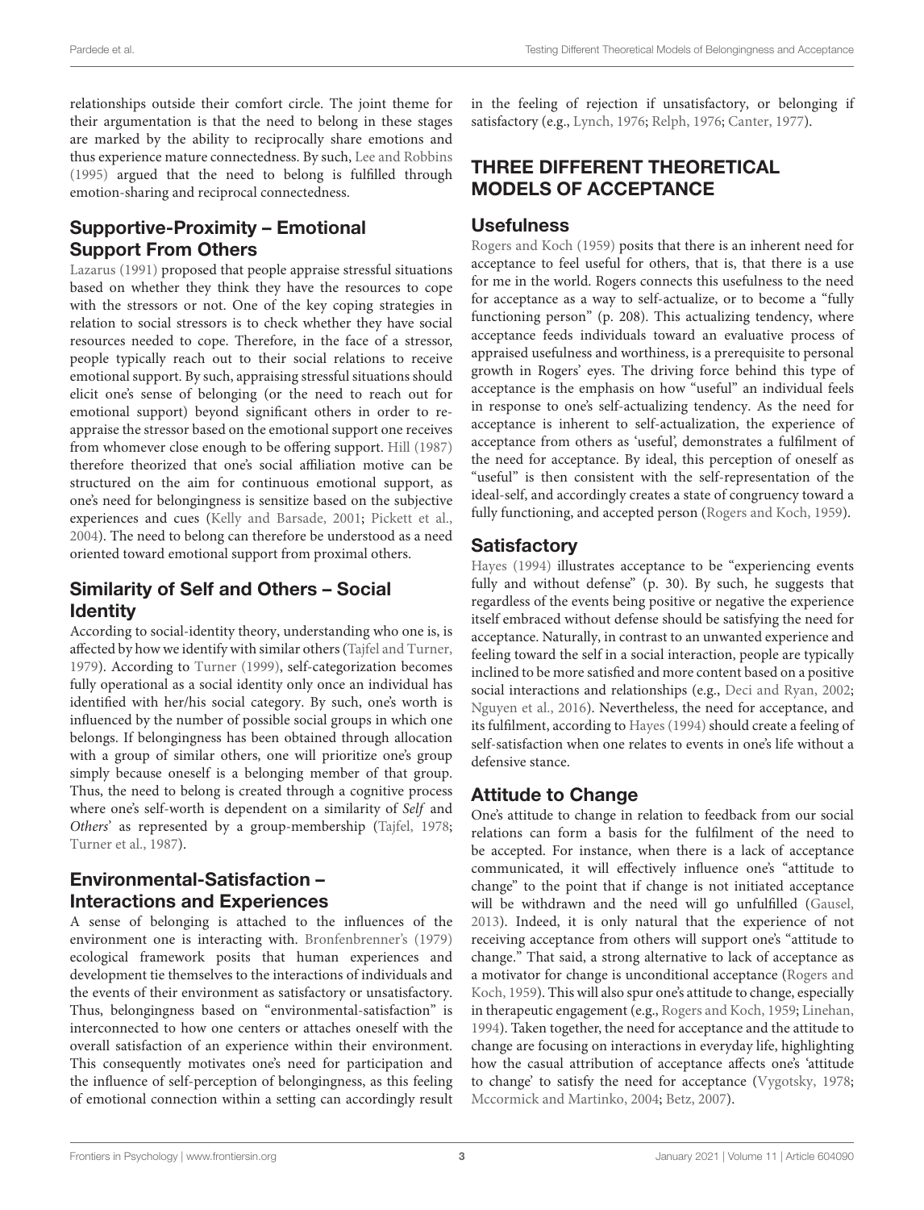relationships outside their comfort circle. The joint theme for their argumentation is that the need to belong in these stages are marked by the ability to reciprocally share emotions and thus experience mature connectedness. By such, Lee and Robbins (1995) argued that the need to belong is fulfilled through emotion-sharing and reciprocal connectedness.

### Supportive-Proximity – Emotional Support From Others

Lazarus (1991) proposed that people appraise stressful situations based on whether they think they have the resources to cope with the stressors or not. One of the key coping strategies in relation to social stressors is to check whether they have social resources needed to cope. Therefore, in the face of a stressor, people typically reach out to their social relations to receive emotional support. By such, appraising stressful situations should elicit one's sense of belonging (or the need to reach out for emotional support) beyond significant others in order to re-appraise the stressor based on the emotional support one receives from whomever close enough to be offering support. Hill (1987) therefore theorized that one's social affiliation motive can be structured on the aim for continuous emotional support, as one's need for belongingness is sensitize based on the subjective experiences and cues (Kelly and Barsade, 2001; Pickett et al., 2004). The need to belong can therefore be understood as a need oriented toward emotional support from proximal others.

### Similarity of Self and Others – Social Identity

According to social-identity theory, understanding who one is, is affected by how we identify with similar others (Tajfel and Turner, 1979). According to Turner (1999), self-categorization becomes fully operational as a social identity only once an individual has identified with her/his social category. By such, one's worth is influenced by the number of possible social groups in which one belongs. If belongingness has been obtained through allocation with a group of similar others, one will prioritize one's group simply because oneself is a belonging member of that group. Thus, the need to belong is created through a cognitive process where one's self-worth is dependent on a similarity of *Self* and *Others*' as represented by a group-membership (Tajfel, 1978; Turner et al., 1987).

### Environmental-Satisfaction – Interactions and Experiences

A sense of belonging is attached to the influences of the environment one is interacting with. Bronfenbrenner's (1979) ecological framework posits that human experiences and development tie themselves to the interactions of individuals and the events of their environment as satisfactory or unsatisfactory. Thus, belongingness based on "environmental-satisfaction" is interconnected to how one centers or attaches oneself with the overall satisfaction of an experience within their environment. This consequently motivates one's need for participation and the influence of self-perception of belongingness, as this feeling of emotional connection within a setting can accordingly result in the feeling of rejection if unsatisfactory, or belonging if satisfactory (e.g., Lynch, 1976; Relph, 1976; Canter, 1977).

## THREE DIFFERENT THEORETICAL MODELS OF ACCEPTANCE

### Usefulness

Rogers and Koch (1959) posits that there is an inherent need for acceptance to feel useful for others, that is, that there is a use for me in the world. Rogers connects this usefulness to the need for acceptance as a way to self-actualize, or to become a "fully functioning person" (p. 208). This actualizing tendency, where acceptance feeds individuals toward an evaluative process of appraised usefulness and worthiness, is a prerequisite to personal growth in Rogers' eyes. The driving force behind this type of acceptance is the emphasis on how "useful" an individual feels in response to one's self-actualizing tendency. As the need for acceptance is inherent to self-actualization, the experience of acceptance from others as 'useful', demonstrates a fulfilment of the need for acceptance. By ideal, this perception of oneself as "useful" is then consistent with the self-representation of the ideal-self, and accordingly creates a state of congruency toward a fully functioning, and accepted person (Rogers and Koch, 1959).

### Satisfactory

Hayes (1994) illustrates acceptance to be "experiencing events fully and without defense" (p. 30). By such, he suggests that regardless of the events being positive or negative the experience itself embraced without defense should be satisfying the need for acceptance. Naturally, in contrast to an unwanted experience and feeling toward the self in a social interaction, people are typically inclined to be more satisfied and more content based on a positive social interactions and relationships (e.g., Deci and Ryan, 2002; Nguyen et al., 2016). Nevertheless, the need for acceptance, and its fulfilment, according to Hayes (1994) should create a feeling of self-satisfaction when one relates to events in one's life without a defensive stance.

### Attitude to Change

One's attitude to change in relation to feedback from our social relations can form a basis for the fulfilment of the need to be accepted. For instance, when there is a lack of acceptance communicated, it will effectively influence one's "attitude to change" to the point that if change is not initiated acceptance will be withdrawn and the need will go unfulfilled (Gausel, 2013). Indeed, it is only natural that the experience of not receiving acceptance from others will support one's "attitude to change." That said, a strong alternative to lack of acceptance as a motivator for change is unconditional acceptance (Rogers and Koch, 1959). This will also spur one's attitude to change, especially in therapeutic engagement (e.g., Rogers and Koch, 1959; Linehan, 1994). Taken together, the need for acceptance and the attitude to change are focusing on interactions in everyday life, highlighting how the casual attribution of acceptance affects one's 'attitude to change' to satisfy the need for acceptance (Vygotsky, 1978; Mccormick and Martinko, 2004; Betz, 2007).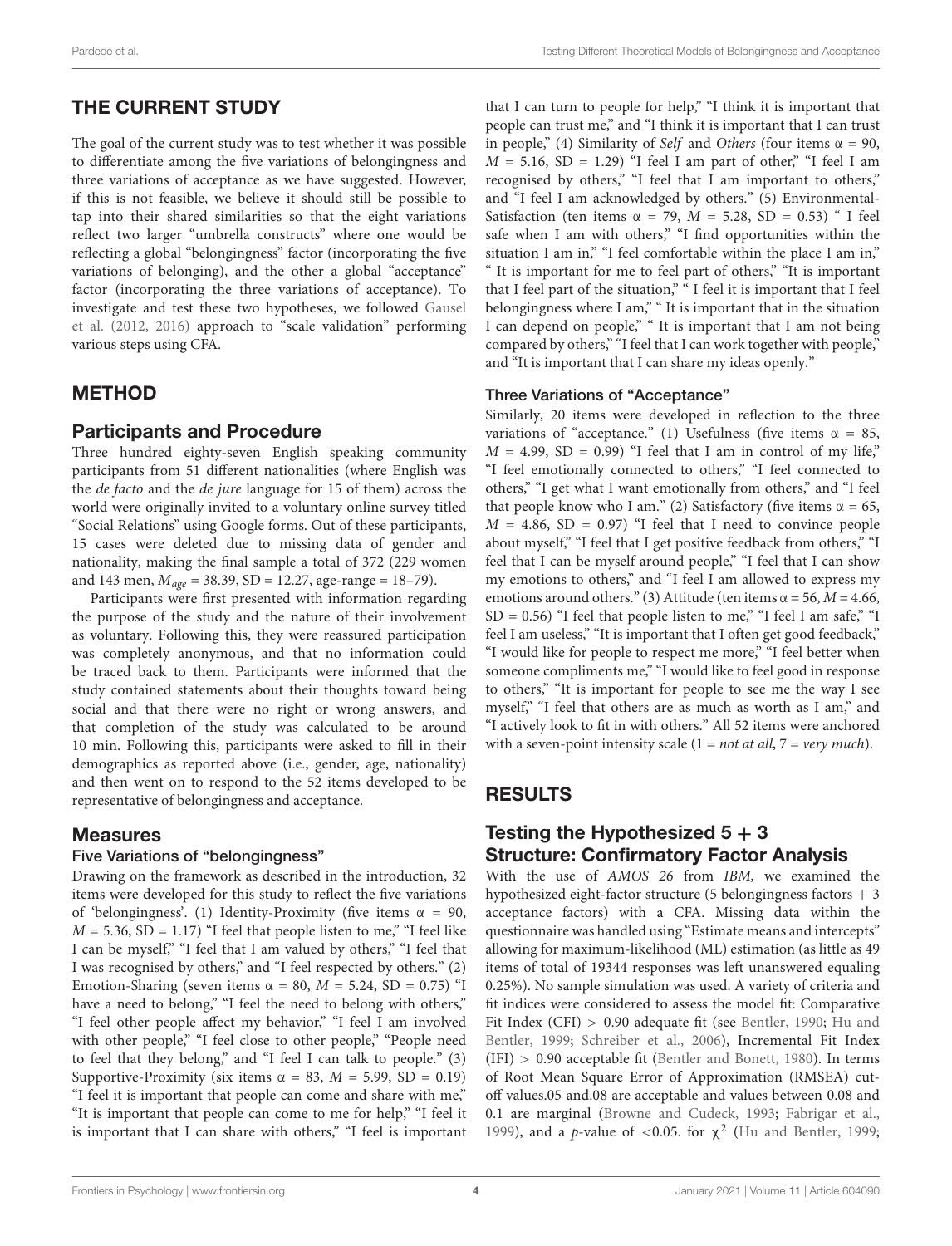## THE CURRENT STUDY

The goal of the current study was to test whether it was possible to differentiate among the five variations of belongingness and three variations of acceptance as we have suggested. However, if this is not feasible, we believe it should still be possible to tap into their shared similarities so that the eight variations reflect two larger "umbrella constructs" where one would be reflecting a global "belongingness" factor (incorporating the five variations of belonging), and the other a global "acceptance" factor (incorporating the three variations of acceptance). To investigate and test these two hypotheses, we followed Gausel et al. (2012, 2016) approach to "scale validation" performing various steps using CFA.

## METHOD

### Participants and Procedure

Three hundred eighty-seven English speaking community participants from 51 different nationalities (where English was the *de facto* and the *de jure* language for 15 of them) across the world were originally invited to a voluntary online survey titled "Social Relations" using Google forms. Out of these participants, 15 cases were deleted due to missing data of gender and nationality, making the final sample a total of 372 (229 women and 143 men, $M_{age}$ = 38.39, SD = 12.27, age-range = 18–79).

Participants were first presented with information regarding the purpose of the study and the nature of their involvement as voluntary. Following this, they were reassured participation was completely anonymous, and that no information could be traced back to them. Participants were informed that the study contained statements about their thoughts toward being social and that there were no right or wrong answers, and that completion of the study was calculated to be around 10 min. Following this, participants were asked to fill in their demographics as reported above (i.e., gender, age, nationality) and then went on to respond to the 52 items developed to be representative of belongingness and acceptance.

### Measures

#### Five Variations of "belongingness"

Drawing on the framework as described in the introduction, 32 items were developed for this study to reflect the five variations of 'belongingness'. (1) Identity-Proximity (five items α = 90, $M$ = 5.36, SD = 1.17) "I feel that people listen to me," "I feel like I can be myself," "I feel that I am valued by others," "I feel that I was recognised by others," and "I feel respected by others." (2) Emotion-Sharing (seven items α = 80, $M$ = 5.24, SD = 0.75) "I have a need to belong," "I feel the need to belong with others," "I feel other people affect my behavior," "I feel I am involved with other people," "I feel close to other people," "People need to feel that they belong," and "I feel I can talk to people." (3) Supportive-Proximity (six items α = 83, $M$ = 5.99, SD = 0.19) "I feel it is important that people can come and share with me," "It is important that people can come to me for help," "I feel it is important that I can share with others," "I feel is important that I can turn to people for help," "I think it is important that people can trust me," and "I think it is important that I can trust in people," (4) Similarity of *Self* and *Others* (four items α = 90, $M$ = 5.16, SD = 1.29) "I feel I am part of other," "I feel I am recognised by others," "I feel that I am important to others," and "I feel I am acknowledged by others." (5) Environmental-Satisfaction (ten items α = 79, $M$ = 5.28, SD = 0.53) " I feel safe when I am with others," "I find opportunities within the situation I am in," "I feel comfortable within the place I am in," " It is important for me to feel part of others," "It is important that I feel part of the situation," " I feel it is important that I feel belongingness where I am," " It is important that in the situation I can depend on people," " It is important that I am not being compared by others," "I feel that I can work together with people," and "It is important that I can share my ideas openly."

#### Three Variations of "Acceptance"

Similarly, 20 items were developed in reflection to the three variations of "acceptance." (1) Usefulness (five items α = 85, $M$ = 4.99, SD = 0.99) "I feel that I am in control of my life," "I feel emotionally connected to others," "I feel connected to others," "I get what I want emotionally from others," and "I feel that people know who I am." (2) Satisfactory (five items α = 65, $M$ = 4.86, SD = 0.97) "I feel that I need to convince people about myself," "I feel that I get positive feedback from others," "I feel that I can be myself around people," "I feel that I can show my emotions to others," and "I feel I am allowed to express my emotions around others." (3) Attitude (ten items α = 56, $M$ = 4.66, SD = 0.56) "I feel that people listen to me," "I feel I am safe," "I feel I am useless," "It is important that I often get good feedback," "I would like for people to respect me more," "I feel better when someone compliments me," "I would like to feel good in response to others," "It is important for people to see me the way I see myself," "I feel that others are as much as worth as I am," and "I actively look to fit in with others." All 52 items were anchored with a seven-point intensity scale (1 = *not at all*, 7 = *very much*).

## RESULTS

### Testing the Hypothesized 5 + 3 Structure: Confirmatory Factor Analysis

With the use of *AMOS 26* from *IBM,* we examined the hypothesized eight-factor structure (5 belongingness factors + 3 acceptance factors) with a CFA. Missing data within the questionnaire was handled using "Estimate means and intercepts" allowing for maximum-likelihood (ML) estimation (as little as 49 items of total of 19344 responses was left unanswered equaling 0.25%). No sample simulation was used. A variety of criteria and fit indices were considered to assess the model fit: Comparative Fit Index (CFI) > 0.90 adequate fit (see Bentler, 1990; Hu and Bentler, 1999; Schreiber et al., 2006), Incremental Fit Index (IFI) > 0.90 acceptable fit (Bentler and Bonett, 1980). In terms of Root Mean Square Error of Approximation (RMSEA) cut-off values.05 and.08 are acceptable and values between 0.08 and 0.1 are marginal (Browne and Cudeck, 1993; Fabrigar et al., 1999), and a $p$-value of <0.05. for $\chi^2$ (Hu and Bentler, 1999;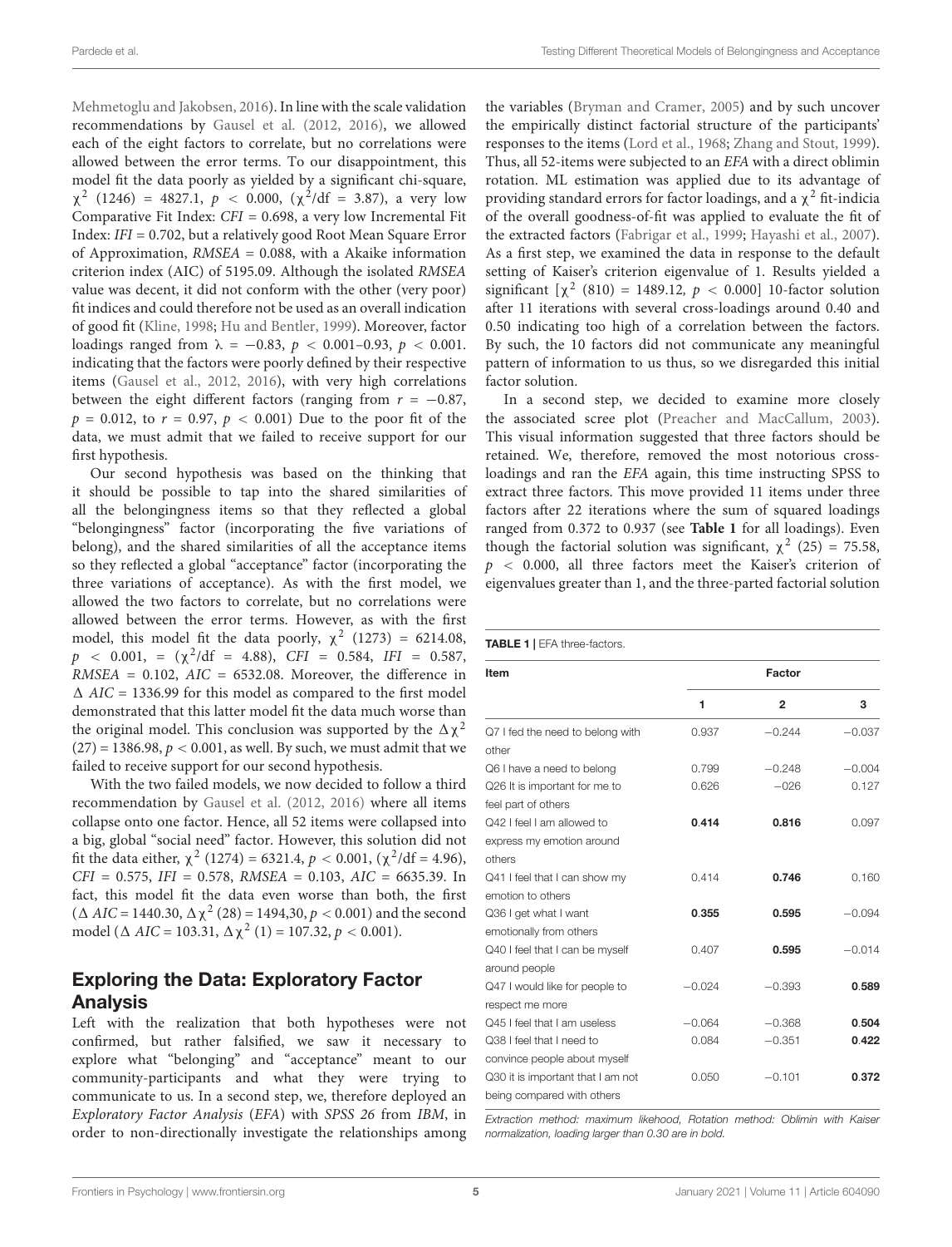Mehmetoglu and Jakobsen, 2016). In line with the scale validation recommendations by Gausel et al. (2012, 2016), we allowed each of the eight factors to correlate, but no correlations were allowed between the error terms. To our disappointment, this model fit the data poorly as yielded by a significant chi-square, $\chi^2$ (1246) = 4827.1, $p < 0.000$, ($\chi^2$/df = 3.87), a very low Comparative Fit Index: *CFI* = 0.698, a very low Incremental Fit Index: *IFI* = 0.702, but a relatively good Root Mean Square Error of Approximation, *RMSEA* = 0.088, with a Akaike information criterion index (AIC) of 5195.09. Although the isolated *RMSEA* value was decent, it did not conform with the other (very poor) fit indices and could therefore not be used as an overall indication of good fit (Kline, 1998; Hu and Bentler, 1999). Moreover, factor loadings ranged from $\lambda = -0.83$, $p < 0.001$–0.93, $p < 0.001$. indicating that the factors were poorly defined by their respective items (Gausel et al., 2012, 2016), with very high correlations between the eight different factors (ranging from $r = -0.87$, $p = 0.012$, to $r = 0.97$, $p < 0.001$) Due to the poor fit of the data, we must admit that we failed to receive support for our first hypothesis.

Our second hypothesis was based on the thinking that it should be possible to tap into the shared similarities of all the belongingness items so that they reflected a global "belongingness" factor (incorporating the five variations of belong), and the shared similarities of all the acceptance items so they reflected a global "acceptance" factor (incorporating the three variations of acceptance). As with the first model, we allowed the two factors to correlate, but no correlations were allowed between the error terms. However, as with the first model, this model fit the data poorly, $\chi^2$ (1273) = 6214.08, $p < 0.001$, = ($\chi^2$/df = 4.88), *CFI* = 0.584, *IFI* = 0.587, *RMSEA* = 0.102, *AIC* = 6532.08. Moreover, the difference in $\Delta$ *AIC* = 1336.99 for this model as compared to the first model demonstrated that this latter model fit the data much worse than the original model. This conclusion was supported by the $\Delta\chi^2$ (27) = 1386.98, $p < 0.001$, as well. By such, we must admit that we failed to receive support for our second hypothesis.

With the two failed models, we now decided to follow a third recommendation by Gausel et al. (2012, 2016) where all items collapse onto one factor. Hence, all 52 items were collapsed into a big, global "social need" factor. However, this solution did not fit the data either, $\chi^2$ (1274) = 6321.4, $p < 0.001$, ($\chi^2$/df = 4.96), *CFI* = 0.575, *IFI* = 0.578, *RMSEA* = 0.103, *AIC* = 6635.39. In fact, this model fit the data even worse than both, the first ($\Delta$ *AIC* = 1440.30, $\Delta\chi^2$ (28) = 1494,30, $p < 0.001$) and the second model ($\Delta$ *AIC* = 103.31, $\Delta\chi^2$ (1) = 107.32, $p < 0.001$).

## Exploring the Data: Exploratory Factor Analysis

Left with the realization that both hypotheses were not confirmed, but rather falsified, we saw it necessary to explore what "belonging" and "acceptance" meant to our community-participants and what they were trying to communicate to us. In a second step, we, therefore deployed an *Exploratory Factor Analysis* (*EFA*) with *SPSS 26* from *IBM*, in order to non-directionally investigate the relationships among the variables (Bryman and Cramer, 2005) and by such uncover the empirically distinct factorial structure of the participants' responses to the items (Lord et al., 1968; Zhang and Stout, 1999). Thus, all 52-items were subjected to an *EFA* with a direct oblimin rotation. ML estimation was applied due to its advantage of providing standard errors for factor loadings, and a $\chi^2$ fit-indicia of the overall goodness-of-fit was applied to evaluate the fit of the extracted factors (Fabrigar et al., 1999; Hayashi et al., 2007). As a first step, we examined the data in response to the default setting of Kaiser's criterion eigenvalue of 1. Results yielded a significant [$\chi^2$ (810) = 1489.12, $p < 0.000$] 10-factor solution after 11 iterations with several cross-loadings around 0.40 and 0.50 indicating too high of a correlation between the factors. By such, the 10 factors did not communicate any meaningful pattern of information to us thus, so we disregarded this initial factor solution.

In a second step, we decided to examine more closely the associated scree plot (Preacher and MacCallum, 2003). This visual information suggested that three factors should be retained. We, therefore, removed the most notorious cross-loadings and ran the *EFA* again, this time instructing SPSS to extract three factors. This move provided 11 items under three factors after 22 iterations where the sum of squared loadings ranged from 0.372 to 0.937 (see **Table 1** for all loadings). Even though the factorial solution was significant, $\chi^2$ (25) = 75.58, $p < 0.000$, all three factors meet the Kaiser's criterion of eigenvalues greater than 1, and the three-parted factorial solution

**TABLE 1** | EFA three-factors.

| Item | Factor | | |
|---|---|---|---|
| | 1 | 2 | 3 |
| Q7 I fed the need to belong with other | 0.937 | −0.244 | −0.037 |
| Q6 I have a need to belong | 0.799 | −0.248 | −0.004 |
| Q26 It is important for me to feel part of others | 0.626 | −026 | 0.127 |
| Q42 I feel I am allowed to express my emotion around others | **0.414** | **0.816** | 0.097 |
| Q41 I feel that I can show my emotion to others | 0.414 | **0.746** | 0.160 |
| Q36 I get what I want emotionally from others | **0.355** | **0.595** | −0.094 |
| Q40 I feel that I can be myself around people | 0.407 | **0.595** | −0.014 |
| Q47 I would like for people to respect me more | −0.024 | −0.393 | **0.589** |
| Q45 I feel that I am useless | −0.064 | −0.368 | **0.504** |
| Q38 I feel that I need to convince people about myself | 0.084 | −0.351 | **0.422** |
| Q30 it is important that I am not being compared with others | 0.050 | −0.101 | **0.372** |

*Extraction method: maximum likehood, Rotation method: Oblimin with Kaiser normalization, loading larger than 0.30 are in bold.*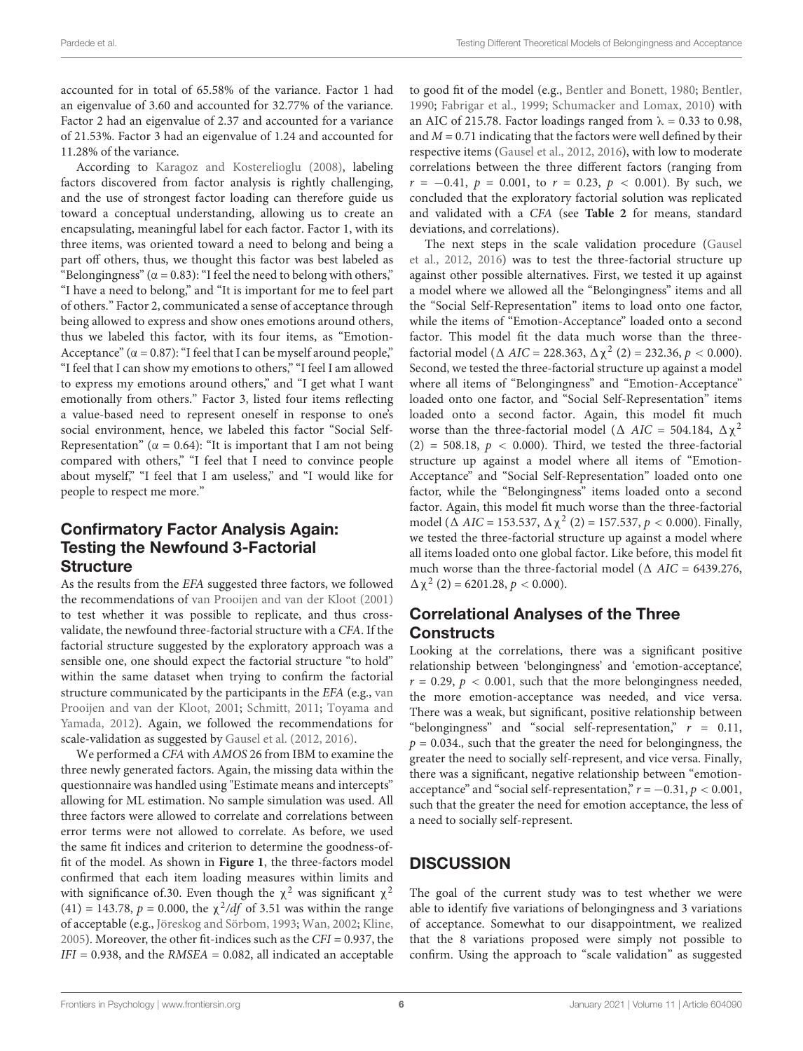accounted for in total of 65.58% of the variance. Factor 1 had an eigenvalue of 3.60 and accounted for 32.77% of the variance. Factor 2 had an eigenvalue of 2.37 and accounted for a variance of 21.53%. Factor 3 had an eigenvalue of 1.24 and accounted for 11.28% of the variance.

According to Karagoz and Kosterelioglu (2008), labeling factors discovered from factor analysis is rightly challenging, and the use of strongest factor loading can therefore guide us toward a conceptual understanding, allowing us to create an encapsulating, meaningful label for each factor. Factor 1, with its three items, was oriented toward a need to belong and being a part off others, thus, we thought this factor was best labeled as "Belongingness" ($\alpha = 0.83$): "I feel the need to belong with others," "I have a need to belong," and "It is important for me to feel part of others." Factor 2, communicated a sense of acceptance through being allowed to express and show ones emotions around others, thus we labeled this factor, with its four items, as "Emotion-Acceptance" ($\alpha = 0.87$): "I feel that I can be myself around people," "I feel that I can show my emotions to others," "I feel I am allowed to express my emotions around others," and "I get what I want emotionally from others." Factor 3, listed four items reflecting a value-based need to represent oneself in response to one's social environment, hence, we labeled this factor "Social Self-Representation" ($\alpha = 0.64$): "It is important that I am not being compared with others," "I feel that I need to convince people about myself," "I feel that I am useless," and "I would like for people to respect me more."

## Confirmatory Factor Analysis Again: Testing the Newfound 3-Factorial Structure

As the results from the *EFA* suggested three factors, we followed the recommendations of van Prooijen and van der Kloot (2001) to test whether it was possible to replicate, and thus cross-validate, the newfound three-factorial structure with a *CFA*. If the factorial structure suggested by the exploratory approach was a sensible one, one should expect the factorial structure "to hold" within the same dataset when trying to confirm the factorial structure communicated by the participants in the *EFA* (e.g., van Prooijen and van der Kloot, 2001; Schmitt, 2011; Toyama and Yamada, 2012). Again, we followed the recommendations for scale-validation as suggested by Gausel et al. (2012, 2016).

We performed a *CFA* with *AMOS* 26 from IBM to examine the three newly generated factors. Again, the missing data within the questionnaire was handled using "Estimate means and intercepts" allowing for ML estimation. No sample simulation was used. All three factors were allowed to correlate and correlations between error terms were not allowed to correlate. As before, we used the same fit indices and criterion to determine the goodness-of-fit of the model. As shown in **Figure 1**, the three-factors model confirmed that each item loading measures within limits and with significance of.30. Even though the $\chi^2$ was significant $\chi^2$ $(41) = 143.78$, $p = 0.000$, the $\chi^2/df$ of 3.51 was within the range of acceptable (e.g., Jöreskog and Sörbom, 1993; Wan, 2002; Kline, 2005). Moreover, the other fit-indices such as the $CFI = 0.937$, the $IFI = 0.938$, and the $RMSEA = 0.082$, all indicated an acceptable to good fit of the model (e.g., Bentler and Bonett, 1980; Bentler, 1990; Fabrigar et al., 1999; Schumacker and Lomax, 2010) with an AIC of 215.78. Factor loadings ranged from $\lambda = 0.33$ to 0.98, and $M = 0.71$ indicating that the factors were well defined by their respective items (Gausel et al., 2012, 2016), with low to moderate correlations between the three different factors (ranging from $r = -0.41$, $p = 0.001$, to $r = 0.23$, $p < 0.001$). By such, we concluded that the exploratory factorial solution was replicated and validated with a *CFA* (see **Table 2** for means, standard deviations, and correlations).

The next steps in the scale validation procedure (Gausel et al., 2012, 2016) was to test the three-factorial structure up against other possible alternatives. First, we tested it up against a model where we allowed all the "Belongingness" items and all the "Social Self-Representation" items to load onto one factor, while the items of "Emotion-Acceptance" loaded onto a second factor. This model fit the data much worse than the three-factorial model ($\Delta$ $AIC = 228.363$, $\Delta\chi^2$ $(2) = 232.36$, $p < 0.000$). Second, we tested the three-factorial structure up against a model where all items of "Belongingness" and "Emotion-Acceptance" loaded onto one factor, and "Social Self-Representation" items loaded onto a second factor. Again, this model fit much worse than the three-factorial model ($\Delta$ $AIC = 504.184$, $\Delta\chi^2$ $(2) = 508.18$, $p < 0.000$). Third, we tested the three-factorial structure up against a model where all items of "Emotion-Acceptance" and "Social Self-Representation" loaded onto one factor, while the "Belongingness" items loaded onto a second factor. Again, this model fit much worse than the three-factorial model ($\Delta$ $AIC = 153.537$, $\Delta\chi^2$ $(2) = 157.537$, $p < 0.000$). Finally, we tested the three-factorial structure up against a model where all items loaded onto one global factor. Like before, this model fit much worse than the three-factorial model ($\Delta$ $AIC = 6439.276$, $\Delta\chi^2$ $(2) = 6201.28$, $p < 0.000$).

## Correlational Analyses of the Three Constructs

Looking at the correlations, there was a significant positive relationship between 'belongingness' and 'emotion-acceptance', $r = 0.29$, $p < 0.001$, such that the more belongingness needed, the more emotion-acceptance was needed, and vice versa. There was a weak, but significant, positive relationship between "belongingness" and "social self-representation," $r = 0.11$, $p = 0.034$., such that the greater the need for belongingness, the greater the need to socially self-represent, and vice versa. Finally, there was a significant, negative relationship between "emotion-acceptance" and "social self-representation," $r = -0.31$, $p < 0.001$, such that the greater the need for emotion acceptance, the less of a need to socially self-represent.

# DISCUSSION

The goal of the current study was to test whether we were able to identify five variations of belongingness and 3 variations of acceptance. Somewhat to our disappointment, we realized that the 8 variations proposed were simply not possible to confirm. Using the approach to "scale validation" as suggested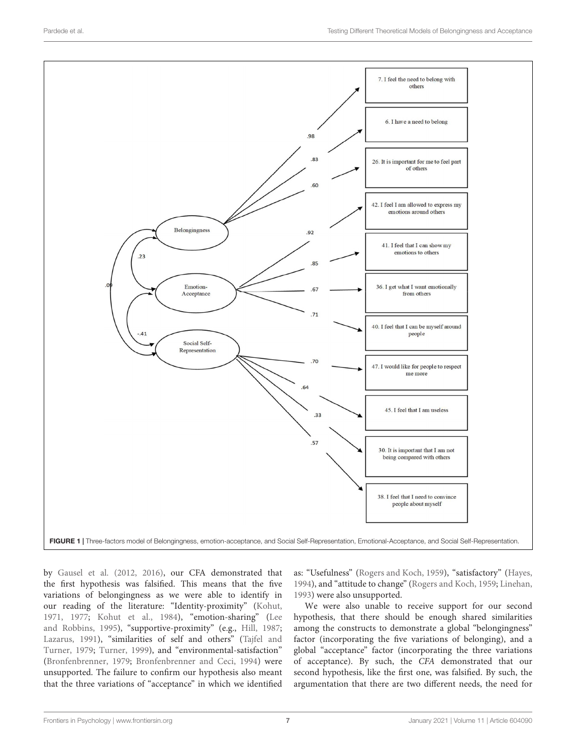FIGURE 1 | Three-factors model of Belongingness, emotion-acceptance, and Social Self-Representation, Emotional-Acceptance, and Social Self-Representation.

by Gausel et al. (2012, 2016), our CFA demonstrated that the first hypothesis was falsified. This means that the five variations of belongingness as we were able to identify in our reading of the literature: "Identity-proximity" (Kohut, 1971, 1977; Kohut et al., 1984), "emotion-sharing" (Lee and Robbins, 1995), "supportive-proximity" (e.g., Hill, 1987; Lazarus, 1991), "similarities of self and others" (Tajfel and Turner, 1979; Turner, 1999), and "environmental-satisfaction" (Bronfenbrenner, 1979; Bronfenbrenner and Ceci, 1994) were unsupported. The failure to confirm our hypothesis also meant that the three variations of "acceptance" in which we identified as: "Usefulness" (Rogers and Koch, 1959), "satisfactory" (Hayes, 1994), and "attitude to change" (Rogers and Koch, 1959; Linehan, 1993) were also unsupported.

We were also unable to receive support for our second hypothesis, that there should be enough shared similarities among the constructs to demonstrate a global "belongingness" factor (incorporating the five variations of belonging), and a global "acceptance" factor (incorporating the three variations of acceptance). By such, the *CFA* demonstrated that our second hypothesis, like the first one, was falsified. By such, the argumentation that there are two different needs, the need for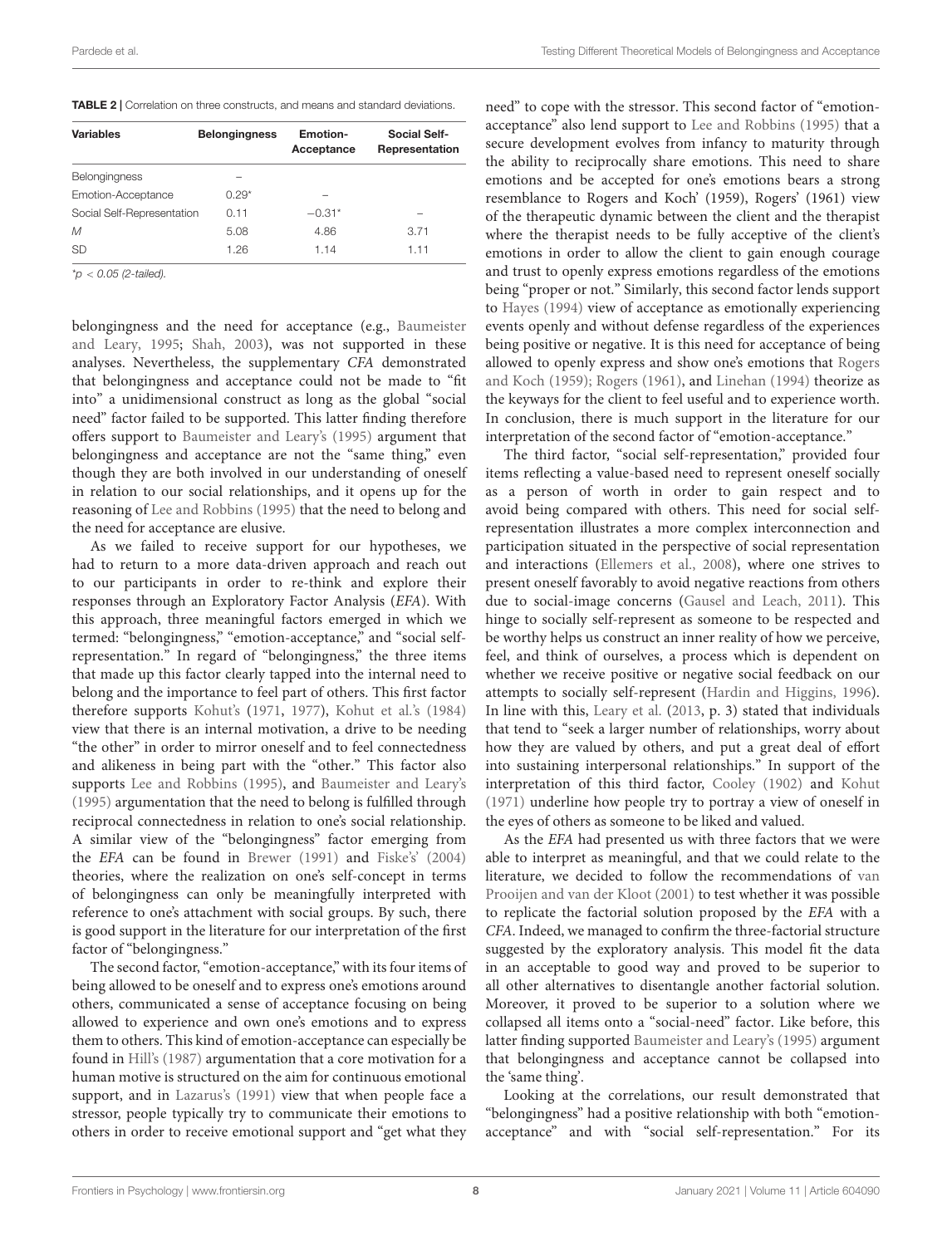**TABLE 2 |** Correlation on three constructs, and means and standard deviations.

| Variables | Belongingness | Emotion-Acceptance | Social Self-Representation |
|---|---|---|---|
| Belongingness | – | | |
| Emotion-Acceptance | 0.29* | – | |
| Social Self-Representation | 0.11 | −0.31* | – |
| *M* | 5.08 | 4.86 | 3.71 |
| SD | 1.26 | 1.14 | 1.11 |

*$p < 0.05$ (2-tailed).

belongingness and the need for acceptance (e.g., Baumeister and Leary, 1995; Shah, 2003), was not supported in these analyses. Nevertheless, the supplementary *CFA* demonstrated that belongingness and acceptance could not be made to "fit into" a unidimensional construct as long as the global "social need" factor failed to be supported. This latter finding therefore offers support to Baumeister and Leary's (1995) argument that belongingness and acceptance are not the "same thing," even though they are both involved in our understanding of oneself in relation to our social relationships, and it opens up for the reasoning of Lee and Robbins (1995) that the need to belong and the need for acceptance are elusive.

As we failed to receive support for our hypotheses, we had to return to a more data-driven approach and reach out to our participants in order to re-think and explore their responses through an Exploratory Factor Analysis (*EFA*). With this approach, three meaningful factors emerged in which we termed: "belongingness," "emotion-acceptance," and "social self-representation." In regard of "belongingness," the three items that made up this factor clearly tapped into the internal need to belong and the importance to feel part of others. This first factor therefore supports Kohut's (1971, 1977), Kohut et al.'s (1984) view that there is an internal motivation, a drive to be needing "the other" in order to mirror oneself and to feel connectedness and alikeness in being part with the "other." This factor also supports Lee and Robbins (1995), and Baumeister and Leary's (1995) argumentation that the need to belong is fulfilled through reciprocal connectedness in relation to one's social relationship. A similar view of the "belongingness" factor emerging from the *EFA* can be found in Brewer (1991) and Fiske's' (2004) theories, where the realization on one's self-concept in terms of belongingness can only be meaningfully interpreted with reference to one's attachment with social groups. By such, there is good support in the literature for our interpretation of the first factor of "belongingness."

The second factor, "emotion-acceptance," with its four items of being allowed to be oneself and to express one's emotions around others, communicated a sense of acceptance focusing on being allowed to experience and own one's emotions and to express them to others. This kind of emotion-acceptance can especially be found in Hill's (1987) argumentation that a core motivation for a human motive is structured on the aim for continuous emotional support, and in Lazarus's (1991) view that when people face a stressor, people typically try to communicate their emotions to others in order to receive emotional support and "get what they need" to cope with the stressor. This second factor of "emotion-acceptance" also lend support to Lee and Robbins (1995) that a secure development evolves from infancy to maturity through the ability to reciprocally share emotions. This need to share emotions and be accepted for one's emotions bears a strong resemblance to Rogers and Koch' (1959), Rogers' (1961) view of the therapeutic dynamic between the client and the therapist where the therapist needs to be fully acceptive of the client's emotions in order to allow the client to gain enough courage and trust to openly express emotions regardless of the emotions being "proper or not." Similarly, this second factor lends support to Hayes (1994) view of acceptance as emotionally experiencing events openly and without defense regardless of the experiences being positive or negative. It is this need for acceptance of being allowed to openly express and show one's emotions that Rogers and Koch (1959); Rogers (1961), and Linehan (1994) theorize as the keyways for the client to feel useful and to experience worth. In conclusion, there is much support in the literature for our interpretation of the second factor of "emotion-acceptance."

The third factor, "social self-representation," provided four items reflecting a value-based need to represent oneself socially as a person of worth in order to gain respect and to avoid being compared with others. This need for social self-representation illustrates a more complex interconnection and participation situated in the perspective of social representation and interactions (Ellemers et al., 2008), where one strives to present oneself favorably to avoid negative reactions from others due to social-image concerns (Gausel and Leach, 2011). This hinge to socially self-represent as someone to be respected and be worthy helps us construct an inner reality of how we perceive, feel, and think of ourselves, a process which is dependent on whether we receive positive or negative social feedback on our attempts to socially self-represent (Hardin and Higgins, 1996). In line with this, Leary et al. (2013, p. 3) stated that individuals that tend to "seek a larger number of relationships, worry about how they are valued by others, and put a great deal of effort into sustaining interpersonal relationships." In support of the interpretation of this third factor, Cooley (1902) and Kohut (1971) underline how people try to portray a view of oneself in the eyes of others as someone to be liked and valued.

As the *EFA* had presented us with three factors that we were able to interpret as meaningful, and that we could relate to the literature, we decided to follow the recommendations of van Prooijen and van der Kloot (2001) to test whether it was possible to replicate the factorial solution proposed by the *EFA* with a *CFA*. Indeed, we managed to confirm the three-factorial structure suggested by the exploratory analysis. This model fit the data in an acceptable to good way and proved to be superior to all other alternatives to disentangle another factorial solution. Moreover, it proved to be superior to a solution where we collapsed all items onto a "social-need" factor. Like before, this latter finding supported Baumeister and Leary's (1995) argument that belongingness and acceptance cannot be collapsed into the 'same thing'.

Looking at the correlations, our result demonstrated that "belongingness" had a positive relationship with both "emotion-acceptance" and with "social self-representation." For its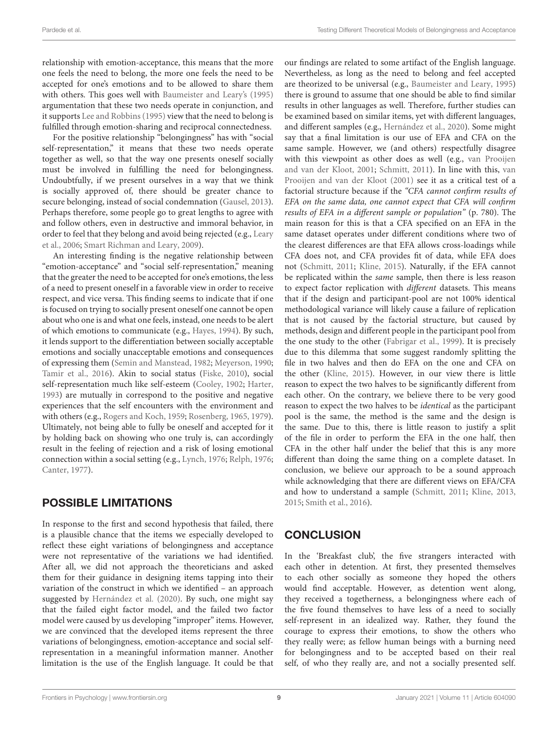relationship with emotion-acceptance, this means that the more one feels the need to belong, the more one feels the need to be accepted for one's emotions and to be allowed to share them with others. This goes well with Baumeister and Leary's (1995) argumentation that these two needs operate in conjunction, and it supports Lee and Robbins (1995) view that the need to belong is fulfilled through emotion-sharing and reciprocal connectedness.

For the positive relationship "belongingness" has with "social self-representation," it means that these two needs operate together as well, so that the way one presents oneself socially must be involved in fulfilling the need for belongingness. Undoubtfully, if we present ourselves in a way that we think is socially approved of, there should be greater chance to secure belonging, instead of social condemnation (Gausel, 2013). Perhaps therefore, some people go to great lengths to agree with and follow others, even in destructive and immoral behavior, in order to feel that they belong and avoid being rejected (e.g., Leary et al., 2006; Smart Richman and Leary, 2009).

An interesting finding is the negative relationship between "emotion-acceptance" and "social self-representation," meaning that the greater the need to be accepted for one's emotions, the less of a need to present oneself in a favorable view in order to receive respect, and vice versa. This finding seems to indicate that if one is focused on trying to socially present oneself one cannot be open about who one is and what one feels, instead, one needs to be alert of which emotions to communicate (e.g., Hayes, 1994). By such, it lends support to the differentiation between socially acceptable emotions and socially unacceptable emotions and consequences of expressing them (Semin and Manstead, 1982; Meyerson, 1990; Tamir et al., 2016). Akin to social status (Fiske, 2010), social self-representation much like self-esteem (Cooley, 1902; Harter, 1993) are mutually in correspond to the positive and negative experiences that the self encounters with the environment and with others (e.g., Rogers and Koch, 1959; Rosenberg, 1965, 1979). Ultimately, not being able to fully be oneself and accepted for it by holding back on showing who one truly is, can accordingly result in the feeling of rejection and a risk of losing emotional connection within a social setting (e.g., Lynch, 1976; Relph, 1976; Canter, 1977).

## POSSIBLE LIMITATIONS

In response to the first and second hypothesis that failed, there is a plausible chance that the items we especially developed to reflect these eight variations of belongingness and acceptance were not representative of the variations we had identified. After all, we did not approach the theoreticians and asked them for their guidance in designing items tapping into their variation of the construct in which we identified – an approach suggested by Hernández et al. (2020). By such, one might say that the failed eight factor model, and the failed two factor model were caused by us developing "improper" items. However, we are convinced that the developed items represent the three variations of belongingness, emotion-acceptance and social self-representation in a meaningful information manner. Another limitation is the use of the English language. It could be that our findings are related to some artifact of the English language. Nevertheless, as long as the need to belong and feel accepted are theorized to be universal (e.g., Baumeister and Leary, 1995) there is ground to assume that one should be able to find similar results in other languages as well. Therefore, further studies can be examined based on similar items, yet with different languages, and different samples (e.g., Hernández et al., 2020). Some might say that a final limitation is our use of EFA and CFA on the same sample. However, we (and others) respectfully disagree with this viewpoint as other does as well (e.g., van Prooijen and van der Kloot, 2001; Schmitt, 2011). In line with this, van Prooijen and van der Kloot (2001) see it as a critical test of a factorial structure because if the *"CFA cannot confirm results of EFA on the same data, one cannot expect that CFA will confirm results of EFA in a different sample or population"* (p. 780). The main reason for this is that a CFA specified on an EFA in the same dataset operates under different conditions where two of the clearest differences are that EFA allows cross-loadings while CFA does not, and CFA provides fit of data, while EFA does not (Schmitt, 2011; Kline, 2015). Naturally, if the EFA cannot be replicated within the *same* sample, then there is less reason to expect factor replication with *different* datasets. This means that if the design and participant-pool are not 100% identical methodological variance will likely cause a failure of replication that is not caused by the factorial structure, but caused by methods, design and different people in the participant pool from the one study to the other (Fabrigar et al., 1999). It is precisely due to this dilemma that some suggest randomly splitting the file in two halves and then do EFA on the one and CFA on the other (Kline, 2015). However, in our view there is little reason to expect the two halves to be significantly different from each other. On the contrary, we believe there to be very good reason to expect the two halves to be *identical* as the participant pool is the same, the method is the same and the design is the same. Due to this, there is little reason to justify a split of the file in order to perform the EFA in the one half, then CFA in the other half under the belief that this is any more different than doing the same thing on a complete dataset. In conclusion, we believe our approach to be a sound approach while acknowledging that there are different views on EFA/CFA and how to understand a sample (Schmitt, 2011; Kline, 2013, 2015; Smith et al., 2016).

## CONCLUSION

In the 'Breakfast club', the five strangers interacted with each other in detention. At first, they presented themselves to each other socially as someone they hoped the others would find acceptable. However, as detention went along, they received a togetherness, a belongingness where each of the five found themselves to have less of a need to socially self-represent in an idealized way. Rather, they found the courage to express their emotions, to show the others who they really were; as fellow human beings with a burning need for belongingness and to be accepted based on their real self, of who they really are, and not a socially presented self.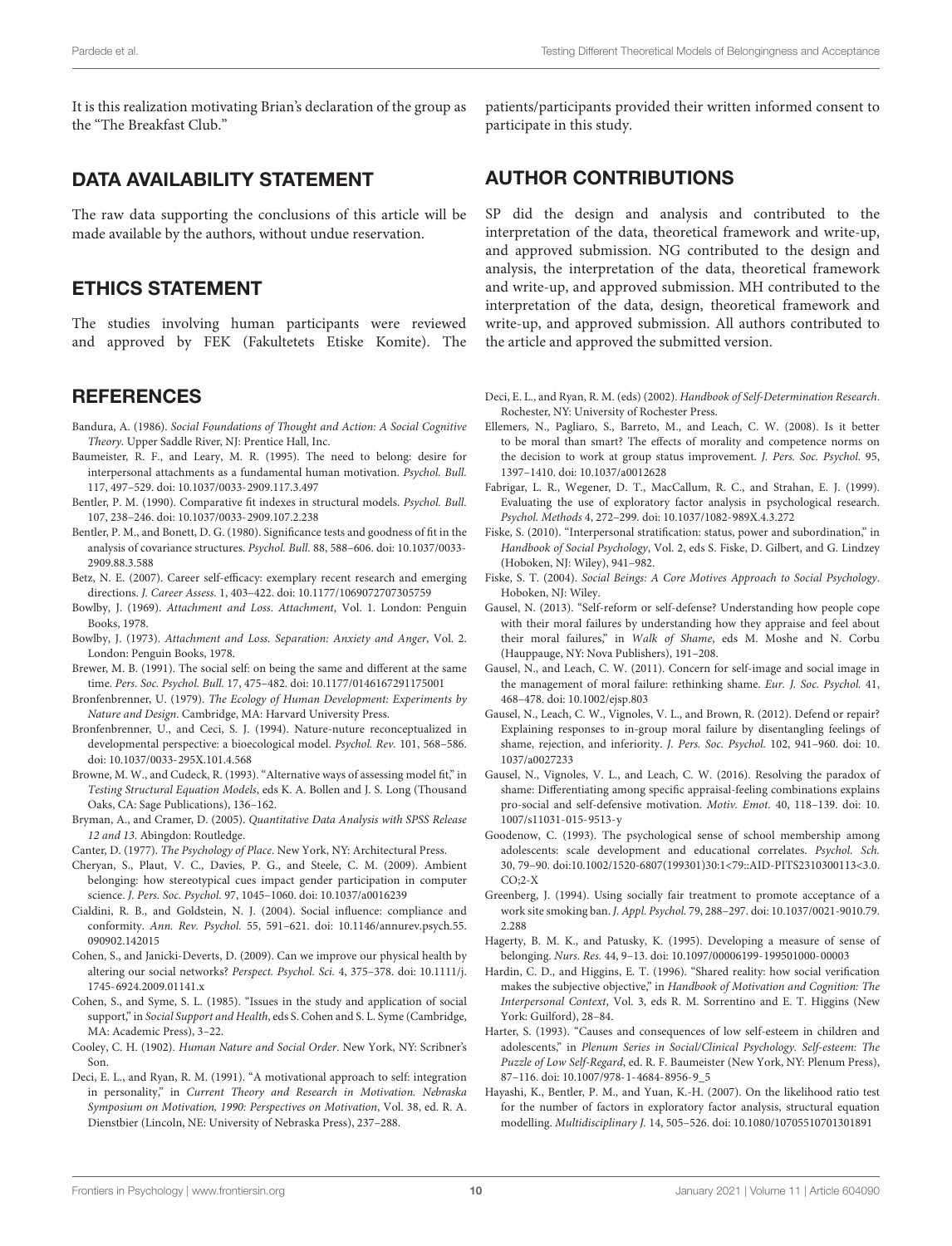It is this realization motivating Brian's declaration of the group as the "The Breakfast Club."

## DATA AVAILABILITY STATEMENT

The raw data supporting the conclusions of this article will be made available by the authors, without undue reservation.

## ETHICS STATEMENT

The studies involving human participants were reviewed and approved by FEK (Fakultetets Etiske Komite). The patients/participants provided their written informed consent to participate in this study.

## AUTHOR CONTRIBUTIONS

SP did the design and analysis and contributed to the interpretation of the data, theoretical framework and write-up, and approved submission. NG contributed to the design and analysis, the interpretation of the data, theoretical framework and write-up, and approved submission. MH contributed to the interpretation of the data, design, theoretical framework and write-up, and approved submission. All authors contributed to the article and approved the submitted version.

## REFERENCES

Bandura, A. (1986). *Social Foundations of Thought and Action: A Social Cognitive Theory*. Upper Saddle River, NJ: Prentice Hall, Inc.

Baumeister, R. F., and Leary, M. R. (1995). The need to belong: desire for interpersonal attachments as a fundamental human motivation. *Psychol. Bull.* 117, 497–529. doi: 10.1037/0033-2909.117.3.497

Bentler, P. M. (1990). Comparative fit indexes in structural models. *Psychol. Bull.* 107, 238–246. doi: 10.1037/0033-2909.107.2.238

Bentler, P. M., and Bonett, D. G. (1980). Significance tests and goodness of fit in the analysis of covariance structures. *Psychol. Bull.* 88, 588–606. doi: 10.1037/0033-2909.88.3.588

Betz, N. E. (2007). Career self-efficacy: exemplary recent research and emerging directions. *J. Career Assess.* 1, 403–422. doi: 10.1177/1069072707305759

Bowlby, J. (1969). *Attachment and Loss. Attachment*, Vol. 1. London: Penguin Books, 1978.

Bowlby, J. (1973). *Attachment and Loss. Separation: Anxiety and Anger*, Vol. 2. London: Penguin Books, 1978.

Brewer, M. B. (1991). The social self: on being the same and different at the same time. *Pers. Soc. Psychol. Bull.* 17, 475–482. doi: 10.1177/0146167291175001

Bronfenbrenner, U. (1979). *The Ecology of Human Development: Experiments by Nature and Design*. Cambridge, MA: Harvard University Press.

Bronfenbrenner, U., and Ceci, S. J. (1994). Nature-nuture reconceptualized in developmental perspective: a bioecological model. *Psychol. Rev.* 101, 568–586. doi: 10.1037/0033-295X.101.4.568

Browne, M. W., and Cudeck, R. (1993). "Alternative ways of assessing model fit," in *Testing Structural Equation Models*, eds K. A. Bollen and J. S. Long (Thousand Oaks, CA: Sage Publications), 136–162.

Bryman, A., and Cramer, D. (2005). *Quantitative Data Analysis with SPSS Release 12 and 13*. Abingdon: Routledge.

Canter, D. (1977). *The Psychology of Place*. New York, NY: Architectural Press.

Cheryan, S., Plaut, V. C., Davies, P. G., and Steele, C. M. (2009). Ambient belonging: how stereotypical cues impact gender participation in computer science. *J. Pers. Soc. Psychol.* 97, 1045–1060. doi: 10.1037/a0016239

Cialdini, R. B., and Goldstein, N. J. (2004). Social influence: compliance and conformity. *Ann. Rev. Psychol.* 55, 591–621. doi: 10.1146/annurev.psych.55.090902.142015

Cohen, S., and Janicki-Deverts, D. (2009). Can we improve our physical health by altering our social networks? *Perspect. Psychol. Sci.* 4, 375–378. doi: 10.1111/j.1745-6924.2009.01141.x

Cohen, S., and Syme, S. L. (1985). "Issues in the study and application of social support," in *Social Support and Health*, eds S. Cohen and S. L. Syme (Cambridge, MA: Academic Press), 3–22.

Cooley, C. H. (1902). *Human Nature and Social Order*. New York, NY: Scribner's Son.

Deci, E. L., and Ryan, R. M. (1991). "A motivational approach to self: integration in personality," in *Current Theory and Research in Motivation. Nebraska Symposium on Motivation, 1990: Perspectives on Motivation*, Vol. 38, ed. R. A. Dienstbier (Lincoln, NE: University of Nebraska Press), 237–288.

Deci, E. L., and Ryan, R. M. (eds) (2002). *Handbook of Self-Determination Research*. Rochester, NY: University of Rochester Press.

Ellemers, N., Pagliaro, S., Barreto, M., and Leach, C. W. (2008). Is it better to be moral than smart? The effects of morality and competence norms on the decision to work at group status improvement. *J. Pers. Soc. Psychol.* 95, 1397–1410. doi: 10.1037/a0012628

Fabrigar, L. R., Wegener, D. T., MacCallum, R. C., and Strahan, E. J. (1999). Evaluating the use of exploratory factor analysis in psychological research. *Psychol. Methods* 4, 272–299. doi: 10.1037/1082-989X.4.3.272

Fiske, S. (2010). "Interpersonal stratification: status, power and subordination," in *Handbook of Social Psychology*, Vol. 2, eds S. Fiske, D. Gilbert, and G. Lindzey (Hoboken, NJ: Wiley), 941–982.

Fiske, S. T. (2004). *Social Beings: A Core Motives Approach to Social Psychology*. Hoboken, NJ: Wiley.

Gausel, N. (2013). "Self-reform or self-defense? Understanding how people cope with their moral failures by understanding how they appraise and feel about their moral failures," in *Walk of Shame*, eds M. Moshe and N. Corbu (Hauppauge, NY: Nova Publishers), 191–208.

Gausel, N., and Leach, C. W. (2011). Concern for self-image and social image in the management of moral failure: rethinking shame. *Eur. J. Soc. Psychol.* 41, 468–478. doi: 10.1002/ejsp.803

Gausel, N., Leach, C. W., Vignoles, V. L., and Brown, R. (2012). Defend or repair? Explaining responses to in-group moral failure by disentangling feelings of shame, rejection, and inferiority. *J. Pers. Soc. Psychol.* 102, 941–960. doi: 10.1037/a0027233

Gausel, N., Vignoles, V. L., and Leach, C. W. (2016). Resolving the paradox of shame: Differentiating among specific appraisal-feeling combinations explains pro-social and self-defensive motivation. *Motiv. Emot.* 40, 118–139. doi: 10.1007/s11031-015-9513-y

Goodenow, C. (1993). The psychological sense of school membership among adolescents: scale development and educational correlates. *Psychol. Sch.* 30, 79–90. doi:10.1002/1520-6807(199301)30:1<79::AID-PITS2310300113<3.0.CO;2-X

Greenberg, J. (1994). Using socially fair treatment to promote acceptance of a work site smoking ban. *J. Appl. Psychol.* 79, 288–297. doi: 10.1037/0021-9010.79.2.288

Hagerty, B. M. K., and Patusky, K. (1995). Developing a measure of sense of belonging. *Nurs. Res.* 44, 9–13. doi: 10.1097/00006199-199501000-00003

Hardin, C. D., and Higgins, E. T. (1996). "Shared reality: how social verification makes the subjective objective," in *Handbook of Motivation and Cognition: The Interpersonal Context*, Vol. 3, eds R. M. Sorrentino and E. T. Higgins (New York: Guilford), 28–84.

Harter, S. (1993). "Causes and consequences of low self-esteem in children and adolescents," in *Plenum Series in Social/Clinical Psychology. Self-esteem: The Puzzle of Low Self-Regard*, ed. R. F. Baumeister (New York, NY: Plenum Press), 87–116. doi: 10.1007/978-1-4684-8956-9_5

Hayashi, K., Bentler, P. M., and Yuan, K.-H. (2007). On the likelihood ratio test for the number of factors in exploratory factor analysis, structural equation modelling. *Multidisciplinary J.* 14, 505–526. doi: 10.1080/10705510701301891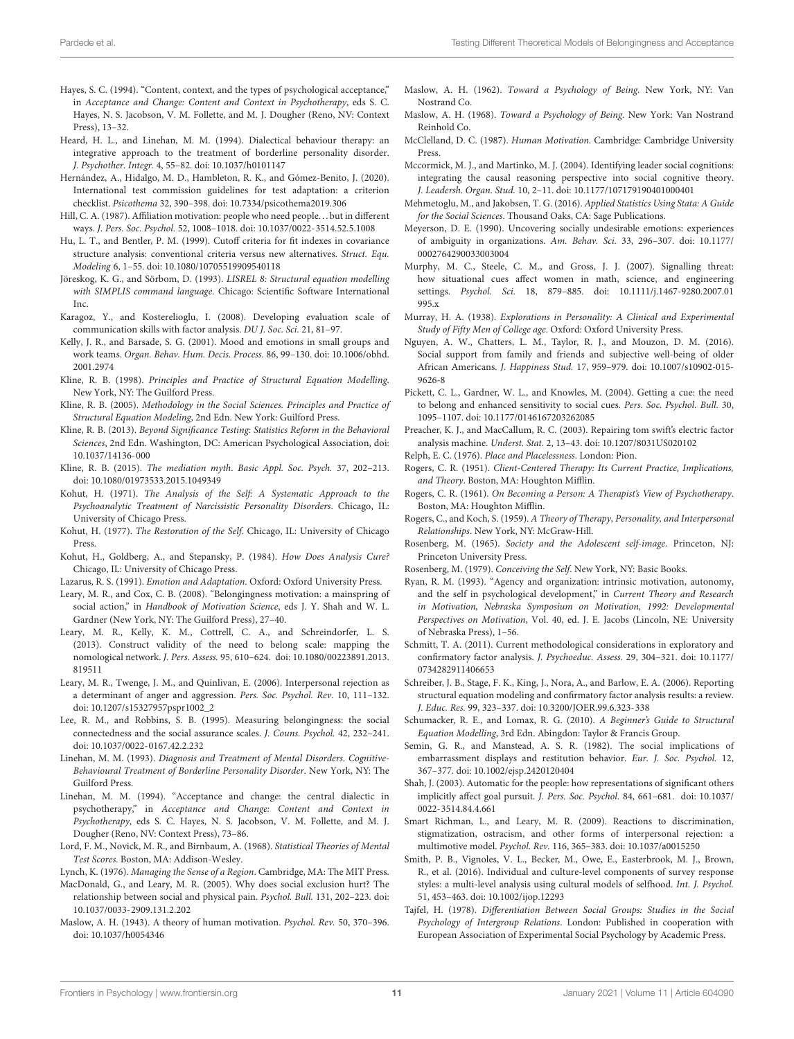Hayes, S. C. (1994). "Content, context, and the types of psychological acceptance," in *Acceptance and Change: Content and Context in Psychotherapy*, eds S. C. Hayes, N. S. Jacobson, V. M. Follette, and M. J. Dougher (Reno, NV: Context Press), 13–32.

Heard, H. L., and Linehan, M. M. (1994). Dialectical behaviour therapy: an integrative approach to the treatment of borderline personality disorder. *J. Psychother. Integr.* 4, 55–82. doi: 10.1037/h0101147

Hernández, A., Hidalgo, M. D., Hambleton, R. K., and Gómez-Benito, J. (2020). International test commission guidelines for test adaptation: a criterion checklist. *Psicothema* 32, 390–398. doi: 10.7334/psicothema2019.306

Hill, C. A. (1987). Affiliation motivation: people who need people... but in different ways. *J. Pers. Soc. Psychol.* 52, 1008–1018. doi: 10.1037/0022-3514.52.5.1008

Hu, L. T., and Bentler, P. M. (1999). Cutoff criteria for fit indexes in covariance structure analysis: conventional criteria versus new alternatives. *Struct. Equ. Modeling* 6, 1–55. doi: 10.1080/10705519909540118

Jöreskog, K. G., and Sörbom, D. (1993). *LISREL 8: Structural equation modelling with SIMPLIS command language*. Chicago: Scientific Software International Inc.

Karagoz, Y., and Kosterelioglu, I. (2008). Developing evaluation scale of communication skills with factor analysis. *DU J. Soc. Sci.* 21, 81–97.

Kelly, J. R., and Barsade, S. G. (2001). Mood and emotions in small groups and work teams. *Organ. Behav. Hum. Decis. Process.* 86, 99–130. doi: 10.1006/obhd.2001.2974

Kline, R. B. (1998). *Principles and Practice of Structural Equation Modelling*. New York, NY: The Guilford Press.

Kline, R. B. (2005). *Methodology in the Social Sciences. Principles and Practice of Structural Equation Modeling*, 2nd Edn. New York: Guilford Press.

Kline, R. B. (2013). *Beyond Significance Testing: Statistics Reform in the Behavioral Sciences*, 2nd Edn. Washington, DC: American Psychological Association, doi: 10.1037/14136-000

Kline, R. B. (2015). *The mediation myth. Basic Appl. Soc. Psych.* 37, 202–213. doi: 10.1080/01973533.2015.1049349

Kohut, H. (1971). *The Analysis of the Self: A Systematic Approach to the Psychoanalytic Treatment of Narcissistic Personality Disorders*. Chicago, IL: University of Chicago Press.

Kohut, H. (1977). *The Restoration of the Self*. Chicago, IL: University of Chicago Press.

Kohut, H., Goldberg, A., and Stepansky, P. (1984). *How Does Analysis Cure?* Chicago, IL: University of Chicago Press.

Lazarus, R. S. (1991). *Emotion and Adaptation*. Oxford: Oxford University Press.

Leary, M. R., and Cox, C. B. (2008). "Belongingness motivation: a mainspring of social action," in *Handbook of Motivation Science*, eds J. Y. Shah and W. L. Gardner (New York, NY: The Guilford Press), 27–40.

Leary, M. R., Kelly, K. M., Cottrell, C. A., and Schreindorfer, L. S. (2013). Construct validity of the need to belong scale: mapping the nomological network. *J. Pers. Assess.* 95, 610–624. doi: 10.1080/00223891.2013.819511

Leary, M. R., Twenge, J. M., and Quinlivan, E. (2006). Interpersonal rejection as a determinant of anger and aggression. *Pers. Soc. Psychol. Rev.* 10, 111–132. doi: 10.1207/s15327957pspr1002_2

Lee, R. M., and Robbins, S. B. (1995). Measuring belongingness: the social connectedness and the social assurance scales. *J. Couns. Psychol.* 42, 232–241. doi: 10.1037/0022-0167.42.2.232

Linehan, M. M. (1993). *Diagnosis and Treatment of Mental Disorders. Cognitive-Behavioural Treatment of Borderline Personality Disorder*. New York, NY: The Guilford Press.

Linehan, M. M. (1994). "Acceptance and change: the central dialectic in psychotherapy," in *Acceptance and Change: Content and Context in Psychotherapy*, eds S. C. Hayes, N. S. Jacobson, V. M. Follette, and M. J. Dougher (Reno, NV: Context Press), 73–86.

Lord, F. M., Novick, M. R., and Birnbaum, A. (1968). *Statistical Theories of Mental Test Scores*. Boston, MA: Addison-Wesley.

Lynch, K. (1976). *Managing the Sense of a Region*. Cambridge, MA: The MIT Press.

MacDonald, G., and Leary, M. R. (2005). Why does social exclusion hurt? The relationship between social and physical pain. *Psychol. Bull.* 131, 202–223. doi: 10.1037/0033-2909.131.2.202

Maslow, A. H. (1943). A theory of human motivation. *Psychol. Rev.* 50, 370–396. doi: 10.1037/h0054346

Maslow, A. H. (1962). *Toward a Psychology of Being*. New York, NY: Van Nostrand Co.

Maslow, A. H. (1968). *Toward a Psychology of Being*. New York: Van Nostrand Reinhold Co.

McClelland, D. C. (1987). *Human Motivation*. Cambridge: Cambridge University Press.

Mccormick, M. J., and Martinko, M. J. (2004). Identifying leader social cognitions: integrating the causal reasoning perspective into social cognitive theory. *J. Leadersh. Organ. Stud.* 10, 2–11. doi: 10.1177/107179190401000401

Mehmetoglu, M., and Jakobsen, T. G. (2016). *Applied Statistics Using Stata: A Guide for the Social Sciences*. Thousand Oaks, CA: Sage Publications.

Meyerson, D. E. (1990). Uncovering socially undesirable emotions: experiences of ambiguity in organizations. *Am. Behav. Sci.* 33, 296–307. doi: 10.1177/0002764290033003004

Murphy, M. C., Steele, C. M., and Gross, J. J. (2007). Signalling threat: how situational cues affect women in math, science, and engineering settings. *Psychol. Sci.* 18, 879–885. doi: 10.1111/j.1467-9280.2007.01995.x

Murray, H. A. (1938). *Explorations in Personality: A Clinical and Experimental Study of Fifty Men of College age*. Oxford: Oxford University Press.

Nguyen, A. W., Chatters, L. M., Taylor, R. J., and Mouzon, D. M. (2016). Social support from family and friends and subjective well-being of older African Americans. *J. Happiness Stud.* 17, 959–979. doi: 10.1007/s10902-015-9626-8

Pickett, C. L., Gardner, W. L., and Knowles, M. (2004). Getting a cue: the need to belong and enhanced sensitivity to social cues. *Pers. Soc. Psychol. Bull.* 30, 1095–1107. doi: 10.1177/0146167203262085

Preacher, K. J., and MacCallum, R. C. (2003). Repairing tom swift's electric factor analysis machine. *Underst. Stat.* 2, 13–43. doi: 10.1207/8031US020102

Relph, E. C. (1976). *Place and Placelessness*. London: Pion.

Rogers, C. R. (1951). *Client-Centered Therapy: Its Current Practice, Implications, and Theory*. Boston, MA: Houghton Mifflin.

Rogers, C. R. (1961). *On Becoming a Person: A Therapist's View of Psychotherapy*. Boston, MA: Houghton Mifflin.

Rogers, C., and Koch, S. (1959). *A Theory of Therapy, Personality, and Interpersonal Relationships*. New York, NY: McGraw-Hill.

Rosenberg, M. (1965). *Society and the Adolescent self-image*. Princeton, NJ: Princeton University Press.

Rosenberg, M. (1979). *Conceiving the Self*. New York, NY: Basic Books.

Ryan, R. M. (1993). "Agency and organization: intrinsic motivation, autonomy, and the self in psychological development," in *Current Theory and Research in Motivation, Nebraska Symposium on Motivation, 1992: Developmental Perspectives on Motivation*, Vol. 40, ed. J. E. Jacobs (Lincoln, NE: University of Nebraska Press), 1–56.

Schmitt, T. A. (2011). Current methodological considerations in exploratory and confirmatory factor analysis. *J. Psychoeduc. Assess.* 29, 304–321. doi: 10.1177/0734282911406653

Schreiber, J. B., Stage, F. K., King, J., Nora, A., and Barlow, E. A. (2006). Reporting structural equation modeling and confirmatory factor analysis results: a review. *J. Educ. Res.* 99, 323–337. doi: 10.3200/JOER.99.6.323-338

Schumacker, R. E., and Lomax, R. G. (2010). *A Beginner's Guide to Structural Equation Modelling*, 3rd Edn. Abingdon: Taylor & Francis Group.

Semin, G. R., and Manstead, A. S. R. (1982). The social implications of embarrassment displays and restitution behavior. *Eur. J. Soc. Psychol.* 12, 367–377. doi: 10.1002/ejsp.2420120404

Shah, J. (2003). Automatic for the people: how representations of significant others implicitly affect goal pursuit. *J. Pers. Soc. Psychol.* 84, 661–681. doi: 10.1037/0022-3514.84.4.661

Smart Richman, L., and Leary, M. R. (2009). Reactions to discrimination, stigmatization, ostracism, and other forms of interpersonal rejection: a multimotive model. *Psychol. Rev.* 116, 365–383. doi: 10.1037/a0015250

Smith, P. B., Vignoles, V. L., Becker, M., Owe, E., Easterbrook, M. J., Brown, R., et al. (2016). Individual and culture-level components of survey response styles: a multi-level analysis using cultural models of selfhood. *Int. J. Psychol.* 51, 453–463. doi: 10.1002/ijop.12293

Tajfel, H. (1978). *Differentiation Between Social Groups: Studies in the Social Psychology of Intergroup Relations*. London: Published in cooperation with European Association of Experimental Social Psychology by Academic Press.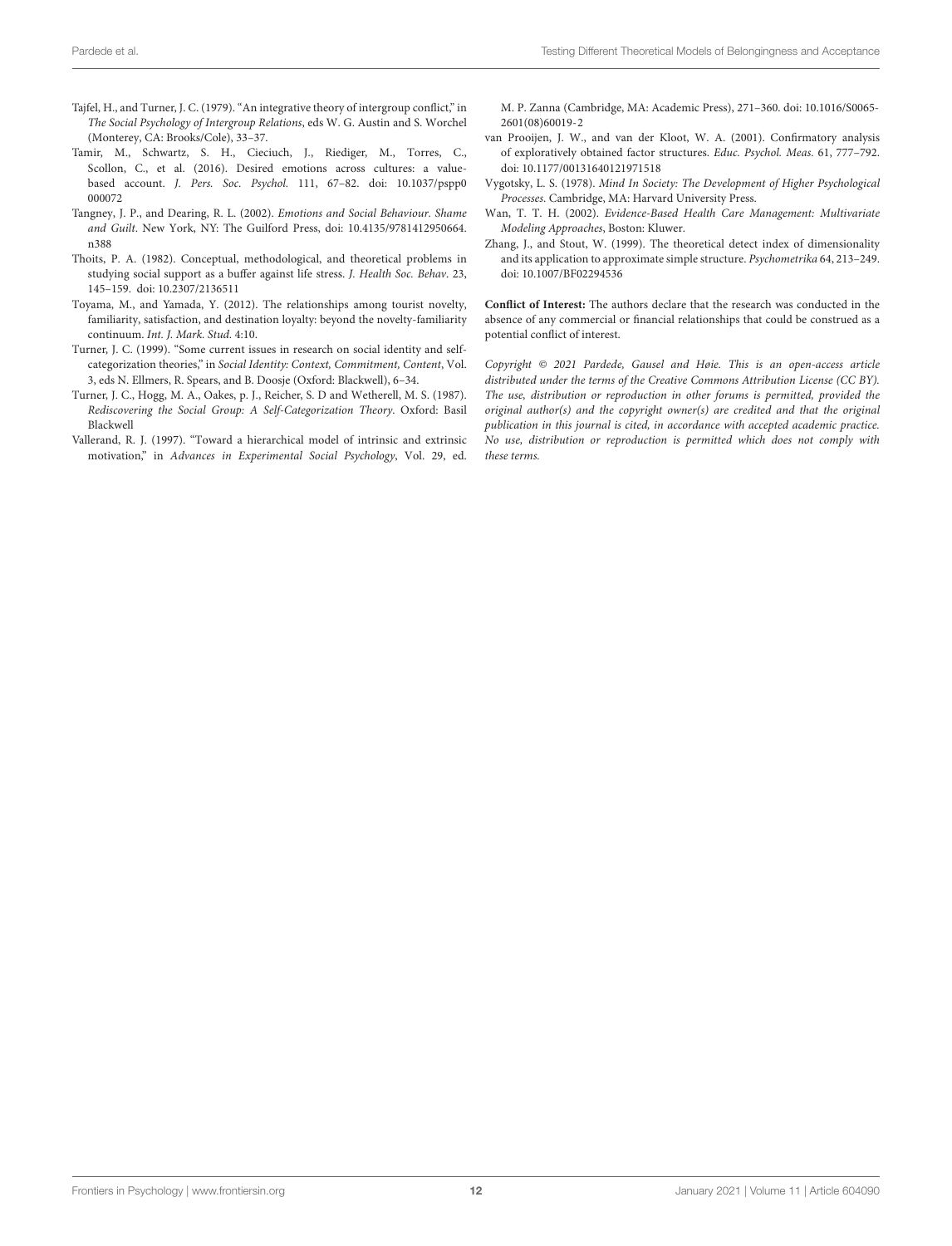Tajfel, H., and Turner, J. C. (1979). "An integrative theory of intergroup conflict," in *The Social Psychology of Intergroup Relations*, eds W. G. Austin and S. Worchel (Monterey, CA: Brooks/Cole), 33–37.

Tamir, M., Schwartz, S. H., Cieciuch, J., Riediger, M., Torres, C., Scollon, C., et al. (2016). Desired emotions across cultures: a value-based account. *J. Pers. Soc. Psychol.* 111, 67–82. doi: 10.1037/pspp0000072

Tangney, J. P., and Dearing, R. L. (2002). *Emotions and Social Behaviour. Shame and Guilt*. New York, NY: The Guilford Press, doi: 10.4135/9781412950664.n388

Thoits, P. A. (1982). Conceptual, methodological, and theoretical problems in studying social support as a buffer against life stress. *J. Health Soc. Behav*. 23, 145–159. doi: 10.2307/2136511

Toyama, M., and Yamada, Y. (2012). The relationships among tourist novelty, familiarity, satisfaction, and destination loyalty: beyond the novelty-familiarity continuum. *Int. J. Mark. Stud.* 4:10.

Turner, J. C. (1999). "Some current issues in research on social identity and self-categorization theories," in *Social Identity: Context, Commitment, Content*, Vol. 3, eds N. Ellmers, R. Spears, and B. Doosje (Oxford: Blackwell), 6–34.

Turner, J. C., Hogg, M. A., Oakes, p. J., Reicher, S. D and Wetherell, M. S. (1987). *Rediscovering the Social Group: A Self-Categorization Theory*. Oxford: Basil Blackwell

Vallerand, R. J. (1997). "Toward a hierarchical model of intrinsic and extrinsic motivation," in *Advances in Experimental Social Psychology*, Vol. 29, ed. M. P. Zanna (Cambridge, MA: Academic Press), 271–360. doi: 10.1016/S0065-2601(08)60019-2

van Prooijen, J. W., and van der Kloot, W. A. (2001). Confirmatory analysis of exploratively obtained factor structures. *Educ. Psychol. Meas.* 61, 777–792. doi: 10.1177/00131640121971518

Vygotsky, L. S. (1978). *Mind In Society: The Development of Higher Psychological Processes*. Cambridge, MA: Harvard University Press.

Wan, T. T. H. (2002). *Evidence-Based Health Care Management: Multivariate Modeling Approaches*, Boston: Kluwer.

Zhang, J., and Stout, W. (1999). The theoretical detect index of dimensionality and its application to approximate simple structure. *Psychometrika* 64, 213–249. doi: 10.1007/BF02294536

**Conflict of Interest:** The authors declare that the research was conducted in the absence of any commercial or financial relationships that could be construed as a potential conflict of interest.

*Copyright © 2021 Pardede, Gausel and Høie. This is an open-access article distributed under the terms of the Creative Commons Attribution License (CC BY). The use, distribution or reproduction in other forums is permitted, provided the original author(s) and the copyright owner(s) are credited and that the original publication in this journal is cited, in accordance with accepted academic practice. No use, distribution or reproduction is permitted which does not comply with these terms.*